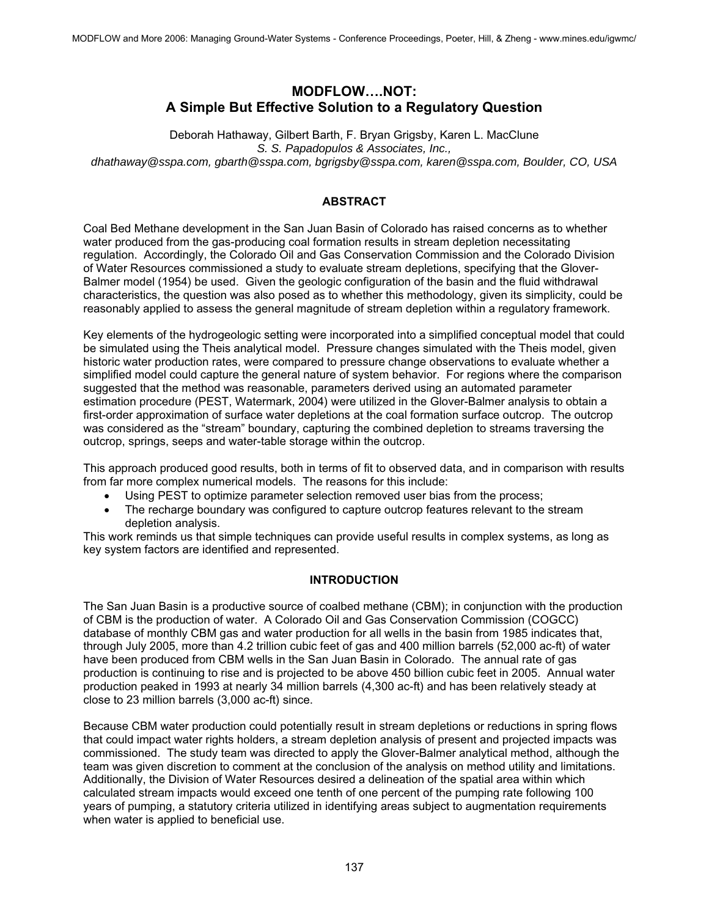# MODFLOW….NOT: A Simple But Effective Solution to a Regulatory Question

Deborah Hathaway, Gilbert Barth, F. Bryan Grigsby, Karen L. MacClune
*S. S. Papadopulos & Associates, Inc.,*
*dhathaway@sspa.com, gbarth@sspa.com, bgrigsby@sspa.com, karen@sspa.com, Boulder, CO, USA*

## ABSTRACT

Coal Bed Methane development in the San Juan Basin of Colorado has raised concerns as to whether water produced from the gas-producing coal formation results in stream depletion necessitating regulation. Accordingly, the Colorado Oil and Gas Conservation Commission and the Colorado Division of Water Resources commissioned a study to evaluate stream depletions, specifying that the Glover-Balmer model (1954) be used. Given the geologic configuration of the basin and the fluid withdrawal characteristics, the question was also posed as to whether this methodology, given its simplicity, could be reasonably applied to assess the general magnitude of stream depletion within a regulatory framework.

Key elements of the hydrogeologic setting were incorporated into a simplified conceptual model that could be simulated using the Theis analytical model. Pressure changes simulated with the Theis model, given historic water production rates, were compared to pressure change observations to evaluate whether a simplified model could capture the general nature of system behavior. For regions where the comparison suggested that the method was reasonable, parameters derived using an automated parameter estimation procedure (PEST, Watermark, 2004) were utilized in the Glover-Balmer analysis to obtain a first-order approximation of surface water depletions at the coal formation surface outcrop. The outcrop was considered as the "stream" boundary, capturing the combined depletion to streams traversing the outcrop, springs, seeps and water-table storage within the outcrop.

This approach produced good results, both in terms of fit to observed data, and in comparison with results from far more complex numerical models. The reasons for this include:

- Using PEST to optimize parameter selection removed user bias from the process;
- The recharge boundary was configured to capture outcrop features relevant to the stream depletion analysis.

This work reminds us that simple techniques can provide useful results in complex systems, as long as key system factors are identified and represented.

## INTRODUCTION

The San Juan Basin is a productive source of coalbed methane (CBM); in conjunction with the production of CBM is the production of water. A Colorado Oil and Gas Conservation Commission (COGCC) database of monthly CBM gas and water production for all wells in the basin from 1985 indicates that, through July 2005, more than 4.2 trillion cubic feet of gas and 400 million barrels (52,000 ac-ft) of water have been produced from CBM wells in the San Juan Basin in Colorado. The annual rate of gas production is continuing to rise and is projected to be above 450 billion cubic feet in 2005. Annual water production peaked in 1993 at nearly 34 million barrels (4,300 ac-ft) and has been relatively steady at close to 23 million barrels (3,000 ac-ft) since.

Because CBM water production could potentially result in stream depletions or reductions in spring flows that could impact water rights holders, a stream depletion analysis of present and projected impacts was commissioned. The study team was directed to apply the Glover-Balmer analytical method, although the team was given discretion to comment at the conclusion of the analysis on method utility and limitations. Additionally, the Division of Water Resources desired a delineation of the spatial area within which calculated stream impacts would exceed one tenth of one percent of the pumping rate following 100 years of pumping, a statutory criteria utilized in identifying areas subject to augmentation requirements when water is applied to beneficial use.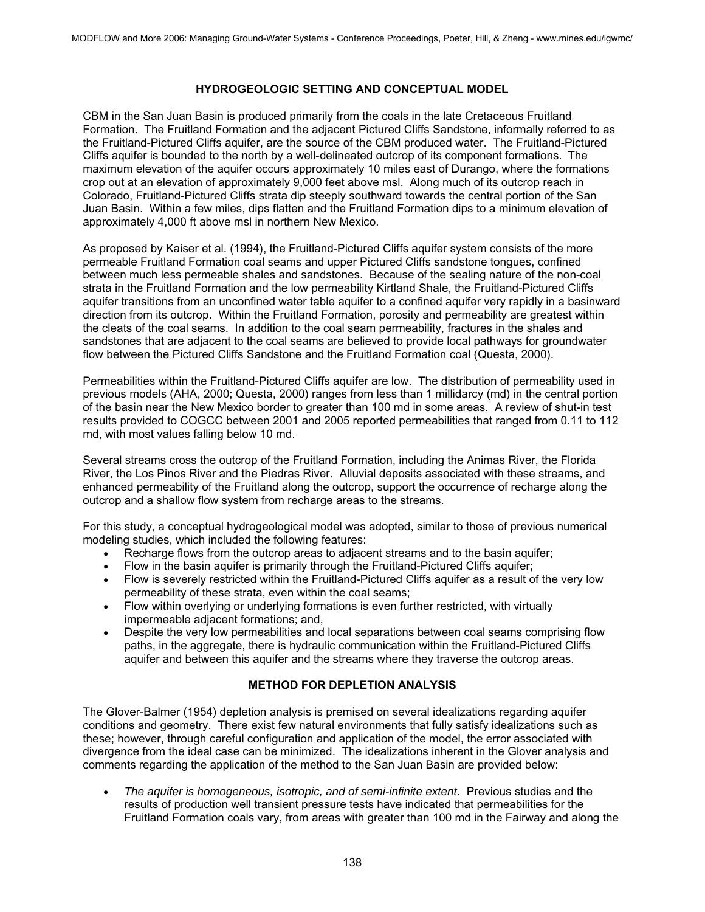## HYDROGEOLOGIC SETTING AND CONCEPTUAL MODEL

CBM in the San Juan Basin is produced primarily from the coals in the late Cretaceous Fruitland Formation. The Fruitland Formation and the adjacent Pictured Cliffs Sandstone, informally referred to as the Fruitland-Pictured Cliffs aquifer, are the source of the CBM produced water. The Fruitland-Pictured Cliffs aquifer is bounded to the north by a well-delineated outcrop of its component formations. The maximum elevation of the aquifer occurs approximately 10 miles east of Durango, where the formations crop out at an elevation of approximately 9,000 feet above msl. Along much of its outcrop reach in Colorado, Fruitland-Pictured Cliffs strata dip steeply southward towards the central portion of the San Juan Basin. Within a few miles, dips flatten and the Fruitland Formation dips to a minimum elevation of approximately 4,000 ft above msl in northern New Mexico.

As proposed by Kaiser et al. (1994), the Fruitland-Pictured Cliffs aquifer system consists of the more permeable Fruitland Formation coal seams and upper Pictured Cliffs sandstone tongues, confined between much less permeable shales and sandstones. Because of the sealing nature of the non-coal strata in the Fruitland Formation and the low permeability Kirtland Shale, the Fruitland-Pictured Cliffs aquifer transitions from an unconfined water table aquifer to a confined aquifer very rapidly in a basinward direction from its outcrop. Within the Fruitland Formation, porosity and permeability are greatest within the cleats of the coal seams. In addition to the coal seam permeability, fractures in the shales and sandstones that are adjacent to the coal seams are believed to provide local pathways for groundwater flow between the Pictured Cliffs Sandstone and the Fruitland Formation coal (Questa, 2000).

Permeabilities within the Fruitland-Pictured Cliffs aquifer are low. The distribution of permeability used in previous models (AHA, 2000; Questa, 2000) ranges from less than 1 millidarcy (md) in the central portion of the basin near the New Mexico border to greater than 100 md in some areas. A review of shut-in test results provided to COGCC between 2001 and 2005 reported permeabilities that ranged from 0.11 to 112 md, with most values falling below 10 md.

Several streams cross the outcrop of the Fruitland Formation, including the Animas River, the Florida River, the Los Pinos River and the Piedras River. Alluvial deposits associated with these streams, and enhanced permeability of the Fruitland along the outcrop, support the occurrence of recharge along the outcrop and a shallow flow system from recharge areas to the streams.

For this study, a conceptual hydrogeological model was adopted, similar to those of previous numerical modeling studies, which included the following features:

- Recharge flows from the outcrop areas to adjacent streams and to the basin aquifer;
- Flow in the basin aquifer is primarily through the Fruitland-Pictured Cliffs aquifer;
- Flow is severely restricted within the Fruitland-Pictured Cliffs aquifer as a result of the very low permeability of these strata, even within the coal seams;
- Flow within overlying or underlying formations is even further restricted, with virtually impermeable adjacent formations; and,
- Despite the very low permeabilities and local separations between coal seams comprising flow paths, in the aggregate, there is hydraulic communication within the Fruitland-Pictured Cliffs aquifer and between this aquifer and the streams where they traverse the outcrop areas.

## METHOD FOR DEPLETION ANALYSIS

The Glover-Balmer (1954) depletion analysis is premised on several idealizations regarding aquifer conditions and geometry. There exist few natural environments that fully satisfy idealizations such as these; however, through careful configuration and application of the model, the error associated with divergence from the ideal case can be minimized. The idealizations inherent in the Glover analysis and comments regarding the application of the method to the San Juan Basin are provided below:

- *The aquifer is homogeneous, isotropic, and of semi-infinite extent*. Previous studies and the results of production well transient pressure tests have indicated that permeabilities for the Fruitland Formation coals vary, from areas with greater than 100 md in the Fairway and along the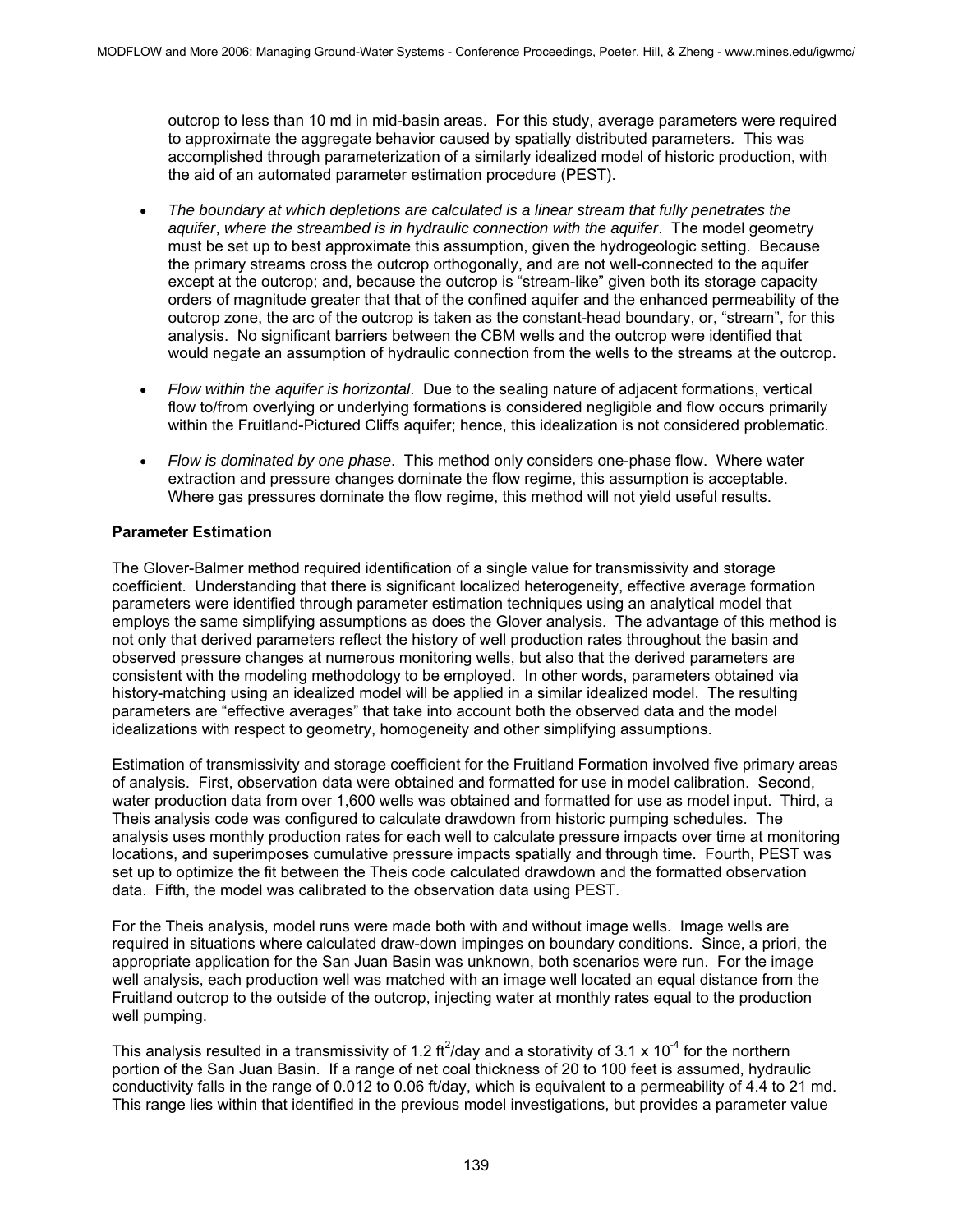outcrop to less than 10 md in mid-basin areas. For this study, average parameters were required to approximate the aggregate behavior caused by spatially distributed parameters. This was accomplished through parameterization of a similarly idealized model of historic production, with the aid of an automated parameter estimation procedure (PEST).

- *The boundary at which depletions are calculated is a linear stream that fully penetrates the aquifer*, *where the streambed is in hydraulic connection with the aquifer*. The model geometry must be set up to best approximate this assumption, given the hydrogeologic setting. Because the primary streams cross the outcrop orthogonally, and are not well-connected to the aquifer except at the outcrop; and, because the outcrop is "stream-like" given both its storage capacity orders of magnitude greater that that of the confined aquifer and the enhanced permeability of the outcrop zone, the arc of the outcrop is taken as the constant-head boundary, or, "stream", for this analysis. No significant barriers between the CBM wells and the outcrop were identified that would negate an assumption of hydraulic connection from the wells to the streams at the outcrop.

- *Flow within the aquifer is horizontal*. Due to the sealing nature of adjacent formations, vertical flow to/from overlying or underlying formations is considered negligible and flow occurs primarily within the Fruitland-Pictured Cliffs aquifer; hence, this idealization is not considered problematic.

- *Flow is dominated by one phase*. This method only considers one-phase flow. Where water extraction and pressure changes dominate the flow regime, this assumption is acceptable. Where gas pressures dominate the flow regime, this method will not yield useful results.

**Parameter Estimation**

The Glover-Balmer method required identification of a single value for transmissivity and storage coefficient. Understanding that there is significant localized heterogeneity, effective average formation parameters were identified through parameter estimation techniques using an analytical model that employs the same simplifying assumptions as does the Glover analysis. The advantage of this method is not only that derived parameters reflect the history of well production rates throughout the basin and observed pressure changes at numerous monitoring wells, but also that the derived parameters are consistent with the modeling methodology to be employed. In other words, parameters obtained via history-matching using an idealized model will be applied in a similar idealized model. The resulting parameters are "effective averages" that take into account both the observed data and the model idealizations with respect to geometry, homogeneity and other simplifying assumptions.

Estimation of transmissivity and storage coefficient for the Fruitland Formation involved five primary areas of analysis. First, observation data were obtained and formatted for use in model calibration. Second, water production data from over 1,600 wells was obtained and formatted for use as model input. Third, a Theis analysis code was configured to calculate drawdown from historic pumping schedules. The analysis uses monthly production rates for each well to calculate pressure impacts over time at monitoring locations, and superimposes cumulative pressure impacts spatially and through time. Fourth, PEST was set up to optimize the fit between the Theis code calculated drawdown and the formatted observation data. Fifth, the model was calibrated to the observation data using PEST.

For the Theis analysis, model runs were made both with and without image wells. Image wells are required in situations where calculated draw-down impinges on boundary conditions. Since, a priori, the appropriate application for the San Juan Basin was unknown, both scenarios were run. For the image well analysis, each production well was matched with an image well located an equal distance from the Fruitland outcrop to the outside of the outcrop, injecting water at monthly rates equal to the production well pumping.

This analysis resulted in a transmissivity of 1.2 $ft^2$/day and a storativity of $3.1 \times 10^{-4}$ for the northern portion of the San Juan Basin. If a range of net coal thickness of 20 to 100 feet is assumed, hydraulic conductivity falls in the range of 0.012 to 0.06 ft/day, which is equivalent to a permeability of 4.4 to 21 md. This range lies within that identified in the previous model investigations, but provides a parameter value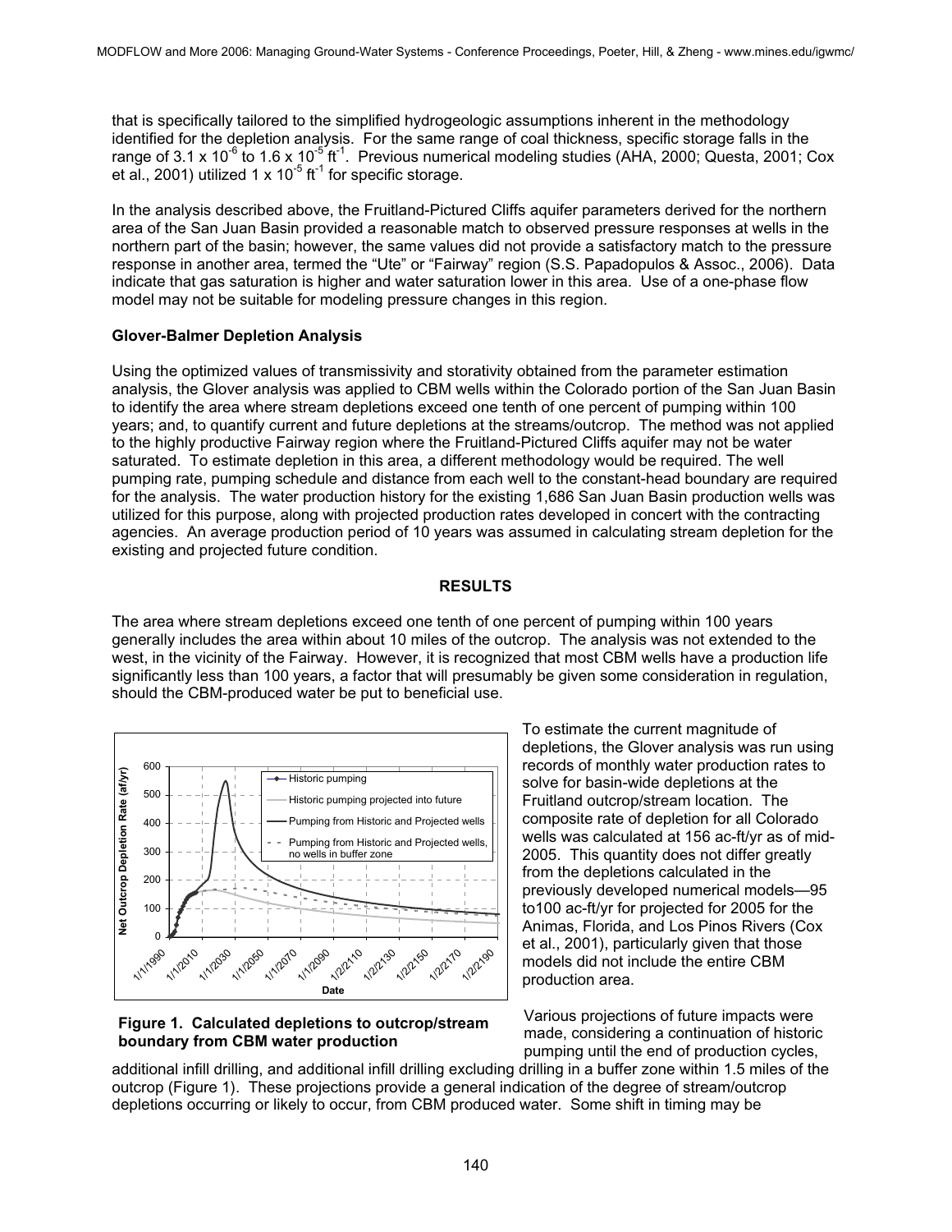that is specifically tailored to the simplified hydrogeologic assumptions inherent in the methodology identified for the depletion analysis. For the same range of coal thickness, specific storage falls in the range of $3.1 \times 10^{-6}$ to $1.6 \times 10^{-5}$ $ft^{-1}$. Previous numerical modeling studies (AHA, 2000; Questa, 2001; Cox et al., 2001) utilized $1 \times 10^{-5}$ $ft^{-1}$ for specific storage.

In the analysis described above, the Fruitland-Pictured Cliffs aquifer parameters derived for the northern area of the San Juan Basin provided a reasonable match to observed pressure responses at wells in the northern part of the basin; however, the same values did not provide a satisfactory match to the pressure response in another area, termed the "Ute" or "Fairway" region (S.S. Papadopulos & Assoc., 2006). Data indicate that gas saturation is higher and water saturation lower in this area. Use of a one-phase flow model may not be suitable for modeling pressure changes in this region.

**Glover-Balmer Depletion Analysis**

Using the optimized values of transmissivity and storativity obtained from the parameter estimation analysis, the Glover analysis was applied to CBM wells within the Colorado portion of the San Juan Basin to identify the area where stream depletions exceed one tenth of one percent of pumping within 100 years; and, to quantify current and future depletions at the streams/outcrop. The method was not applied to the highly productive Fairway region where the Fruitland-Pictured Cliffs aquifer may not be water saturated. To estimate depletion in this area, a different methodology would be required. The well pumping rate, pumping schedule and distance from each well to the constant-head boundary are required for the analysis. The water production history for the existing 1,686 San Juan Basin production wells was utilized for this purpose, along with projected production rates developed in concert with the contracting agencies. An average production period of 10 years was assumed in calculating stream depletion for the existing and projected future condition.

## RESULTS

The area where stream depletions exceed one tenth of one percent of pumping within 100 years generally includes the area within about 10 miles of the outcrop. The analysis was not extended to the west, in the vicinity of the Fairway. However, it is recognized that most CBM wells have a production life significantly less than 100 years, a factor that will presumably be given some consideration in regulation, should the CBM-produced water be put to beneficial use.

**Figure 1. Calculated depletions to outcrop/stream boundary from CBM water production**

To estimate the current magnitude of depletions, the Glover analysis was run using records of monthly water production rates to solve for basin-wide depletions at the Fruitland outcrop/stream location. The composite rate of depletion for all Colorado wells was calculated at 156 ac-ft/yr as of mid-2005. This quantity does not differ greatly from the depletions calculated in the previously developed numerical models—95 to100 ac-ft/yr for projected for 2005 for the Animas, Florida, and Los Pinos Rivers (Cox et al., 2001), particularly given that those models did not include the entire CBM production area.

Various projections of future impacts were made, considering a continuation of historic pumping until the end of production cycles, additional infill drilling, and additional infill drilling excluding drilling in a buffer zone within 1.5 miles of the outcrop (Figure 1). These projections provide a general indication of the degree of stream/outcrop depletions occurring or likely to occur, from CBM produced water. Some shift in timing may be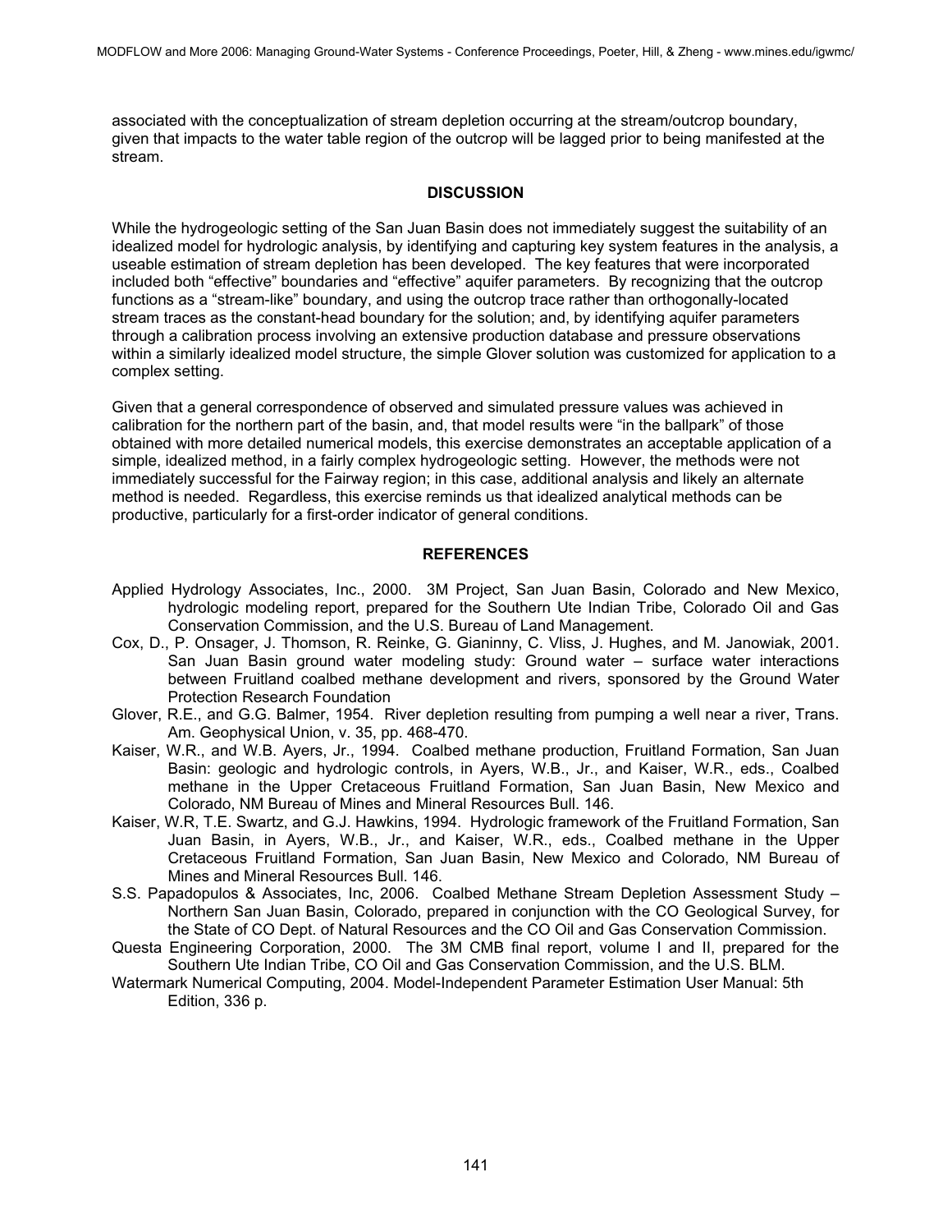associated with the conceptualization of stream depletion occurring at the stream/outcrop boundary, given that impacts to the water table region of the outcrop will be lagged prior to being manifested at the stream.

## DISCUSSION

While the hydrogeologic setting of the San Juan Basin does not immediately suggest the suitability of an idealized model for hydrologic analysis, by identifying and capturing key system features in the analysis, a useable estimation of stream depletion has been developed. The key features that were incorporated included both "effective" boundaries and "effective" aquifer parameters. By recognizing that the outcrop functions as a "stream-like" boundary, and using the outcrop trace rather than orthogonally-located stream traces as the constant-head boundary for the solution; and, by identifying aquifer parameters through a calibration process involving an extensive production database and pressure observations within a similarly idealized model structure, the simple Glover solution was customized for application to a complex setting.

Given that a general correspondence of observed and simulated pressure values was achieved in calibration for the northern part of the basin, and, that model results were "in the ballpark" of those obtained with more detailed numerical models, this exercise demonstrates an acceptable application of a simple, idealized method, in a fairly complex hydrogeologic setting. However, the methods were not immediately successful for the Fairway region; in this case, additional analysis and likely an alternate method is needed. Regardless, this exercise reminds us that idealized analytical methods can be productive, particularly for a first-order indicator of general conditions.

## REFERENCES

Applied Hydrology Associates, Inc., 2000. 3M Project, San Juan Basin, Colorado and New Mexico, hydrologic modeling report, prepared for the Southern Ute Indian Tribe, Colorado Oil and Gas Conservation Commission, and the U.S. Bureau of Land Management.

Cox, D., P. Onsager, J. Thomson, R. Reinke, G. Gianinny, C. Vliss, J. Hughes, and M. Janowiak, 2001. San Juan Basin ground water modeling study: Ground water – surface water interactions between Fruitland coalbed methane development and rivers, sponsored by the Ground Water Protection Research Foundation

Glover, R.E., and G.G. Balmer, 1954. River depletion resulting from pumping a well near a river, Trans. Am. Geophysical Union, v. 35, pp. 468-470.

Kaiser, W.R., and W.B. Ayers, Jr., 1994. Coalbed methane production, Fruitland Formation, San Juan Basin: geologic and hydrologic controls, in Ayers, W.B., Jr., and Kaiser, W.R., eds., Coalbed methane in the Upper Cretaceous Fruitland Formation, San Juan Basin, New Mexico and Colorado, NM Bureau of Mines and Mineral Resources Bull. 146.

Kaiser, W.R, T.E. Swartz, and G.J. Hawkins, 1994. Hydrologic framework of the Fruitland Formation, San Juan Basin, in Ayers, W.B., Jr., and Kaiser, W.R., eds., Coalbed methane in the Upper Cretaceous Fruitland Formation, San Juan Basin, New Mexico and Colorado, NM Bureau of Mines and Mineral Resources Bull. 146.

S.S. Papadopulos & Associates, Inc, 2006. Coalbed Methane Stream Depletion Assessment Study – Northern San Juan Basin, Colorado, prepared in conjunction with the CO Geological Survey, for the State of CO Dept. of Natural Resources and the CO Oil and Gas Conservation Commission.

Questa Engineering Corporation, 2000. The 3M CMB final report, volume I and II, prepared for the Southern Ute Indian Tribe, CO Oil and Gas Conservation Commission, and the U.S. BLM.

Watermark Numerical Computing, 2004. Model-Independent Parameter Estimation User Manual: 5th Edition, 336 p.